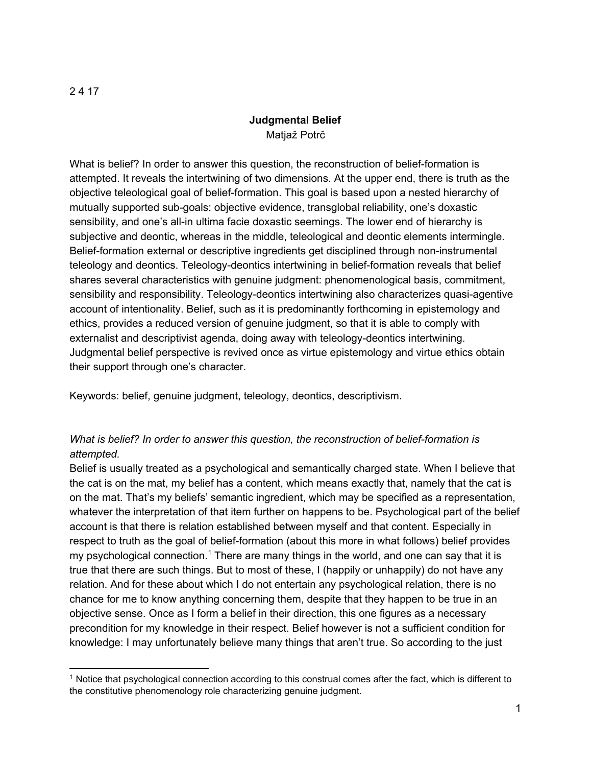2 4 17

# Judgmental Belief

Matjaž Potrč

What is belief? In order to answer this question, the reconstruction of belief-formation is attempted. It reveals the intertwining of two dimensions. At the upper end, there is truth as the objective teleological goal of belief-formation. This goal is based upon a nested hierarchy of mutually supported sub-goals: objective evidence, transglobal reliability, one's doxastic sensibility, and one's all-in ultima facie doxastic seemings. The lower end of hierarchy is subjective and deontic, whereas in the middle, teleological and deontic elements intermingle. Belief-formation external or descriptive ingredients get disciplined through non-instrumental teleology and deontics. Teleology-deontics intertwining in belief-formation reveals that belief shares several characteristics with genuine judgment: phenomenological basis, commitment, sensibility and responsibility. Teleology-deontics intertwining also characterizes quasi-agentive account of intentionality. Belief, such as it is predominantly forthcoming in epistemology and ethics, provides a reduced version of genuine judgment, so that it is able to comply with externalist and descriptivist agenda, doing away with teleology-deontics intertwining. Judgmental belief perspective is revived once as virtue epistemology and virtue ethics obtain their support through one's character.

Keywords: belief, genuine judgment, teleology, deontics, descriptivism.

*What is belief? In order to answer this question, the reconstruction of belief-formation is attempted.*

Belief is usually treated as a psychological and semantically charged state. When I believe that the cat is on the mat, my belief has a content, which means exactly that, namely that the cat is on the mat. That's my beliefs' semantic ingredient, which may be specified as a representation, whatever the interpretation of that item further on happens to be. Psychological part of the belief account is that there is relation established between myself and that content. Especially in respect to truth as the goal of belief-formation (about this more in what follows) belief provides my psychological connection.[1] There are many things in the world, and one can say that it is true that there are such things. But to most of these, I (happily or unhappily) do not have any relation. And for these about which I do not entertain any psychological relation, there is no chance for me to know anything concerning them, despite that they happen to be true in an objective sense. Once as I form a belief in their direction, this one figures as a necessary precondition for my knowledge in their respect. Belief however is not a sufficient condition for knowledge: I may unfortunately believe many things that aren't true. So according to the just

[1] Notice that psychological connection according to this construal comes after the fact, which is different to the constitutive phenomenology role characterizing genuine judgment.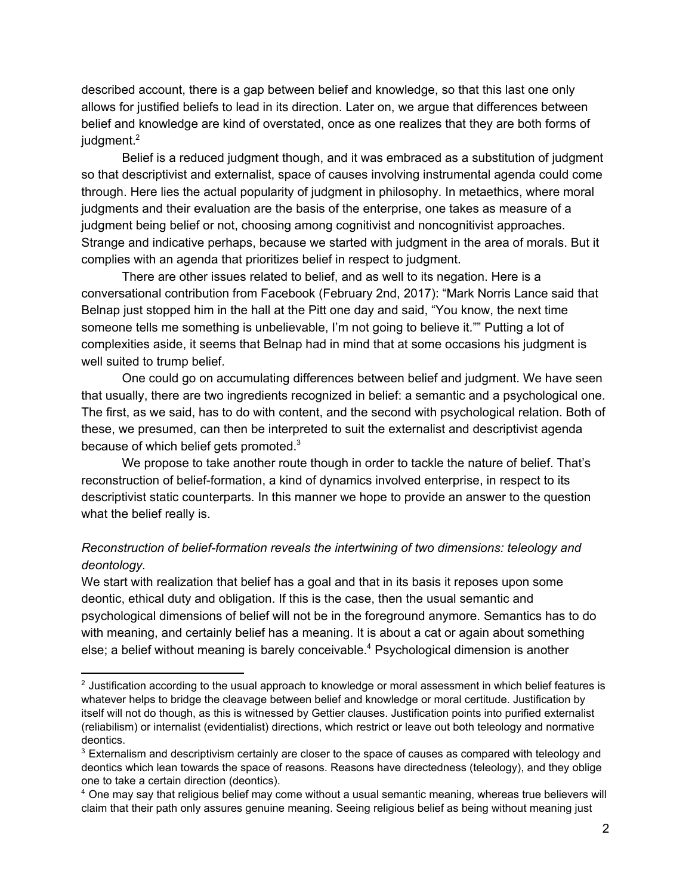described account, there is a gap between belief and knowledge, so that this last one only allows for justified beliefs to lead in its direction. Later on, we argue that differences between belief and knowledge are kind of overstated, once as one realizes that they are both forms of judgment.[2]

Belief is a reduced judgment though, and it was embraced as a substitution of judgment so that descriptivist and externalist, space of causes involving instrumental agenda could come through. Here lies the actual popularity of judgment in philosophy. In metaethics, where moral judgments and their evaluation are the basis of the enterprise, one takes as measure of a judgment being belief or not, choosing among cognitivist and noncognitivist approaches. Strange and indicative perhaps, because we started with judgment in the area of morals. But it complies with an agenda that prioritizes belief in respect to judgment.

There are other issues related to belief, and as well to its negation. Here is a conversational contribution from Facebook (February 2nd, 2017): "Mark Norris Lance said that Belnap just stopped him in the hall at the Pitt one day and said, "You know, the next time someone tells me something is unbelievable, I'm not going to believe it."" Putting a lot of complexities aside, it seems that Belnap had in mind that at some occasions his judgment is well suited to trump belief.

One could go on accumulating differences between belief and judgment. We have seen that usually, there are two ingredients recognized in belief: a semantic and a psychological one. The first, as we said, has to do with content, and the second with psychological relation. Both of these, we presumed, can then be interpreted to suit the externalist and descriptivist agenda because of which belief gets promoted.[3]

We propose to take another route though in order to tackle the nature of belief. That's reconstruction of belief-formation, a kind of dynamics involved enterprise, in respect to its descriptivist static counterparts. In this manner we hope to provide an answer to the question what the belief really is.

*Reconstruction of belief-formation reveals the intertwining of two dimensions: teleology and deontology.*

We start with realization that belief has a goal and that in its basis it reposes upon some deontic, ethical duty and obligation. If this is the case, then the usual semantic and psychological dimensions of belief will not be in the foreground anymore. Semantics has to do with meaning, and certainly belief has a meaning. It is about a cat or again about something else; a belief without meaning is barely conceivable.[4] Psychological dimension is another

---

[2] Justification according to the usual approach to knowledge or moral assessment in which belief features is whatever helps to bridge the cleavage between belief and knowledge or moral certitude. Justification by itself will not do though, as this is witnessed by Gettier clauses. Justification points into purified externalist (reliabilism) or internalist (evidentialist) directions, which restrict or leave out both teleology and normative deontics.

[3] Externalism and descriptivism certainly are closer to the space of causes as compared with teleology and deontics which lean towards the space of reasons. Reasons have directedness (teleology), and they oblige one to take a certain direction (deontics).

[4] One may say that religious belief may come without a usual semantic meaning, whereas true believers will claim that their path only assures genuine meaning. Seeing religious belief as being without meaning just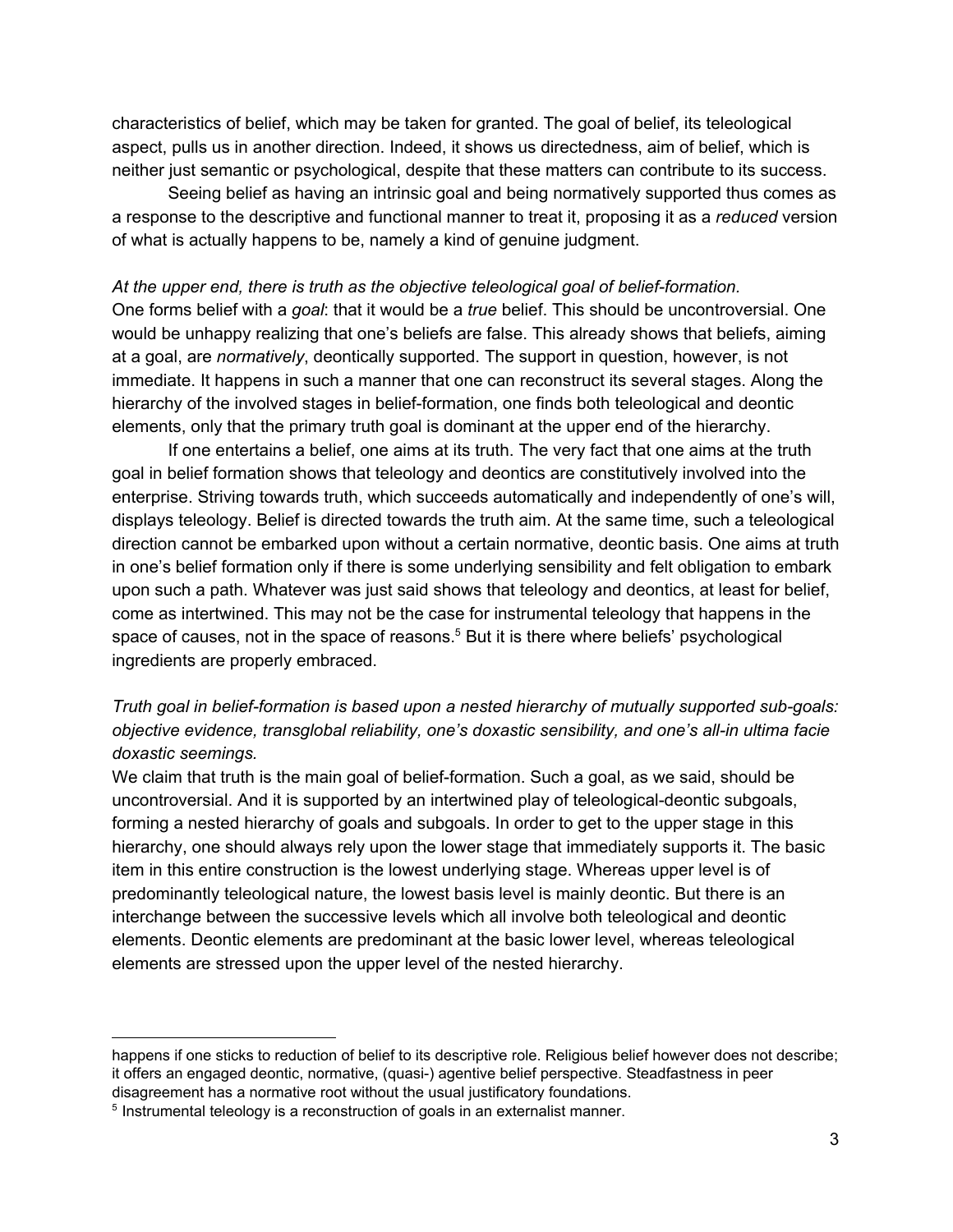characteristics of belief, which may be taken for granted. The goal of belief, its teleological aspect, pulls us in another direction. Indeed, it shows us directedness, aim of belief, which is neither just semantic or psychological, despite that these matters can contribute to its success.

Seeing belief as having an intrinsic goal and being normatively supported thus comes as a response to the descriptive and functional manner to treat it, proposing it as a *reduced* version of what is actually happens to be, namely a kind of genuine judgment.

*At the upper end, there is truth as the objective teleological goal of belief-formation.*
One forms belief with a *goal*: that it would be a *true* belief. This should be uncontroversial. One would be unhappy realizing that one's beliefs are false. This already shows that beliefs, aiming at a goal, are *normatively*, deontically supported. The support in question, however, is not immediate. It happens in such a manner that one can reconstruct its several stages. Along the hierarchy of the involved stages in belief-formation, one finds both teleological and deontic elements, only that the primary truth goal is dominant at the upper end of the hierarchy.

If one entertains a belief, one aims at its truth. The very fact that one aims at the truth goal in belief formation shows that teleology and deontics are constitutively involved into the enterprise. Striving towards truth, which succeeds automatically and independently of one's will, displays teleology. Belief is directed towards the truth aim. At the same time, such a teleological direction cannot be embarked upon without a certain normative, deontic basis. One aims at truth in one's belief formation only if there is some underlying sensibility and felt obligation to embark upon such a path. Whatever was just said shows that teleology and deontics, at least for belief, come as intertwined. This may not be the case for instrumental teleology that happens in the space of causes, not in the space of reasons.[5] But it is there where beliefs' psychological ingredients are properly embraced.

*Truth goal in belief-formation is based upon a nested hierarchy of mutually supported sub-goals: objective evidence, transglobal reliability, one's doxastic sensibility, and one's all-in ultima facie doxastic seemings.*
We claim that truth is the main goal of belief-formation. Such a goal, as we said, should be uncontroversial. And it is supported by an intertwined play of teleological-deontic subgoals, forming a nested hierarchy of goals and subgoals. In order to get to the upper stage in this hierarchy, one should always rely upon the lower stage that immediately supports it. The basic item in this entire construction is the lowest underlying stage. Whereas upper level is of predominantly teleological nature, the lowest basis level is mainly deontic. But there is an interchange between the successive levels which all involve both teleological and deontic elements. Deontic elements are predominant at the basic lower level, whereas teleological elements are stressed upon the upper level of the nested hierarchy.

---

happens if one sticks to reduction of belief to its descriptive role. Religious belief however does not describe; it offers an engaged deontic, normative, (quasi-) agentive belief perspective. Steadfastness in peer disagreement has a normative root without the usual justificatory foundations.

[5] Instrumental teleology is a reconstruction of goals in an externalist manner.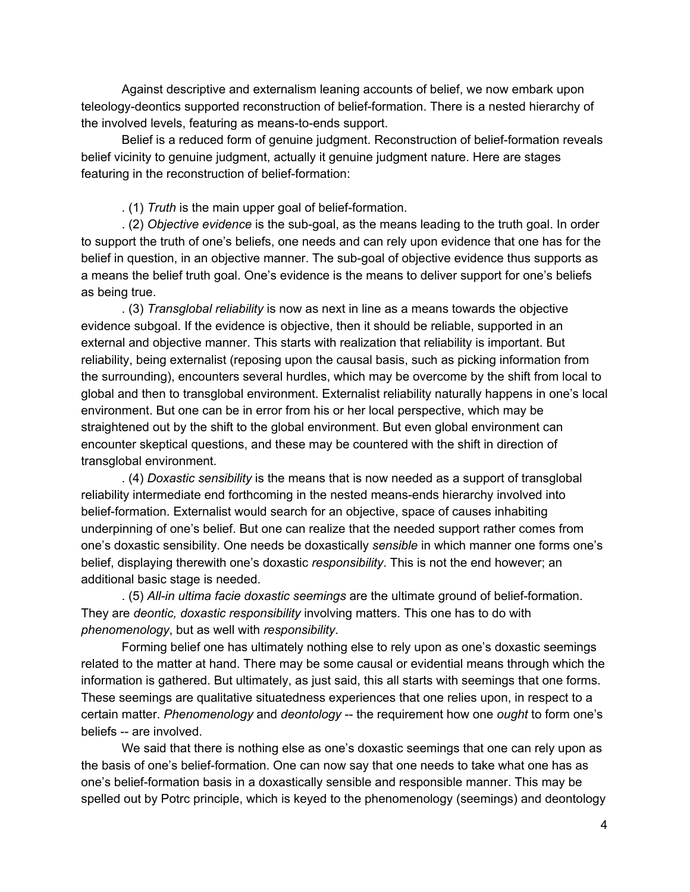Against descriptive and externalism leaning accounts of belief, we now embark upon teleology-deontics supported reconstruction of belief-formation. There is a nested hierarchy of the involved levels, featuring as means-to-ends support.

Belief is a reduced form of genuine judgment. Reconstruction of belief-formation reveals belief vicinity to genuine judgment, actually it genuine judgment nature. Here are stages featuring in the reconstruction of belief-formation:

. (1) *Truth* is the main upper goal of belief-formation.

. (2) *Objective evidence* is the sub-goal, as the means leading to the truth goal. In order to support the truth of one's beliefs, one needs and can rely upon evidence that one has for the belief in question, in an objective manner. The sub-goal of objective evidence thus supports as a means the belief truth goal. One's evidence is the means to deliver support for one's beliefs as being true.

. (3) *Transglobal reliability* is now as next in line as a means towards the objective evidence subgoal. If the evidence is objective, then it should be reliable, supported in an external and objective manner. This starts with realization that reliability is important. But reliability, being externalist (reposing upon the causal basis, such as picking information from the surrounding), encounters several hurdles, which may be overcome by the shift from local to global and then to transglobal environment. Externalist reliability naturally happens in one's local environment. But one can be in error from his or her local perspective, which may be straightened out by the shift to the global environment. But even global environment can encounter skeptical questions, and these may be countered with the shift in direction of transglobal environment.

. (4) *Doxastic sensibility* is the means that is now needed as a support of transglobal reliability intermediate end forthcoming in the nested means-ends hierarchy involved into belief-formation. Externalist would search for an objective, space of causes inhabiting underpinning of one's belief. But one can realize that the needed support rather comes from one's doxastic sensibility. One needs be doxastically *sensible* in which manner one forms one's belief, displaying therewith one's doxastic *responsibility*. This is not the end however; an additional basic stage is needed.

. (5) *All-in ultima facie doxastic seemings* are the ultimate ground of belief-formation. They are *deontic, doxastic responsibility* involving matters. This one has to do with *phenomenology*, but as well with *responsibility*.

Forming belief one has ultimately nothing else to rely upon as one's doxastic seemings related to the matter at hand. There may be some causal or evidential means through which the information is gathered. But ultimately, as just said, this all starts with seemings that one forms. These seemings are qualitative situatedness experiences that one relies upon, in respect to a certain matter. *Phenomenology* and *deontology* -- the requirement how one *ought* to form one's beliefs -- are involved.

We said that there is nothing else as one's doxastic seemings that one can rely upon as the basis of one's belief-formation. One can now say that one needs to take what one has as one's belief-formation basis in a doxastically sensible and responsible manner. This may be spelled out by Potrc principle, which is keyed to the phenomenology (seemings) and deontology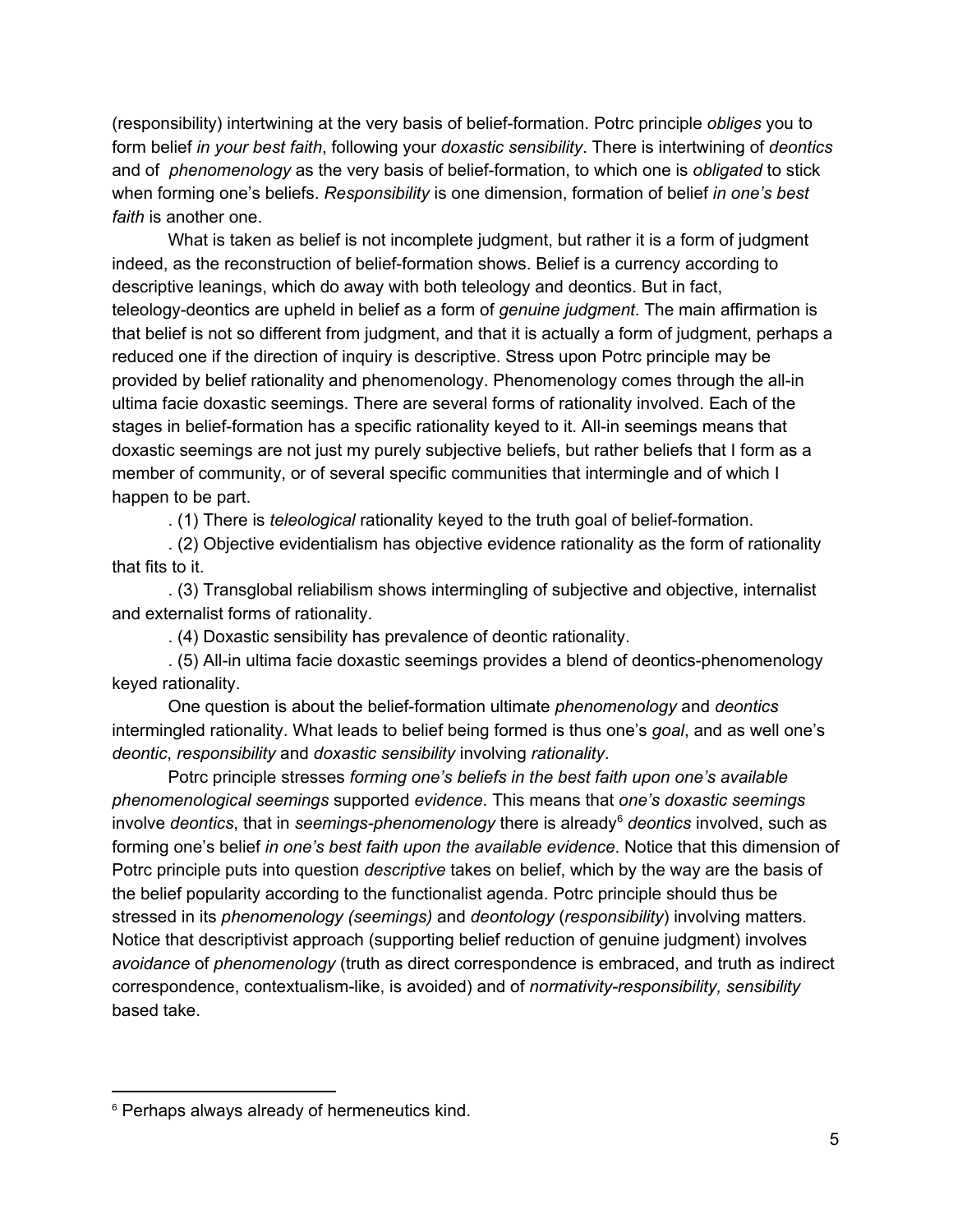(responsibility) intertwining at the very basis of belief-formation. Potrc principle *obliges* you to form belief *in your best faith*, following your *doxastic sensibility*. There is intertwining of *deontics* and of *phenomenology* as the very basis of belief-formation, to which one is *obligated* to stick when forming one's beliefs. *Responsibility* is one dimension, formation of belief *in one's best faith* is another one.

What is taken as belief is not incomplete judgment, but rather it is a form of judgment indeed, as the reconstruction of belief-formation shows. Belief is a currency according to descriptive leanings, which do away with both teleology and deontics. But in fact, teleology-deontics are upheld in belief as a form of *genuine judgment*. The main affirmation is that belief is not so different from judgment, and that it is actually a form of judgment, perhaps a reduced one if the direction of inquiry is descriptive. Stress upon Potrc principle may be provided by belief rationality and phenomenology. Phenomenology comes through the all-in ultima facie doxastic seemings. There are several forms of rationality involved. Each of the stages in belief-formation has a specific rationality keyed to it. All-in seemings means that doxastic seemings are not just my purely subjective beliefs, but rather beliefs that I form as a member of community, or of several specific communities that intermingle and of which I happen to be part.

. (1) There is *teleological* rationality keyed to the truth goal of belief-formation.

. (2) Objective evidentialism has objective evidence rationality as the form of rationality that fits to it.

. (3) Transglobal reliabilism shows intermingling of subjective and objective, internalist and externalist forms of rationality.

. (4) Doxastic sensibility has prevalence of deontic rationality.

. (5) All-in ultima facie doxastic seemings provides a blend of deontics-phenomenology keyed rationality.

One question is about the belief-formation ultimate *phenomenology* and *deontics* intermingled rationality. What leads to belief being formed is thus one's *goal*, and as well one's *deontic*, *responsibility* and *doxastic sensibility* involving *rationality*.

Potrc principle stresses *forming one's beliefs in the best faith upon one's available phenomenological seemings* supported *evidence*. This means that *one's doxastic seemings* involve *deontics*, that in *seemings-phenomenology* there is already[6] *deontics* involved, such as forming one's belief *in one's best faith upon the available evidence*. Notice that this dimension of Potrc principle puts into question *descriptive* takes on belief, which by the way are the basis of the belief popularity according to the functionalist agenda. Potrc principle should thus be stressed in its *phenomenology (seemings)* and *deontology* (*responsibility*) involving matters. Notice that descriptivist approach (supporting belief reduction of genuine judgment) involves *avoidance* of *phenomenology* (truth as direct correspondence is embraced, and truth as indirect correspondence, contextualism-like, is avoided) and of *normativity-responsibility, sensibility* based take.

[6] Perhaps always already of hermeneutics kind.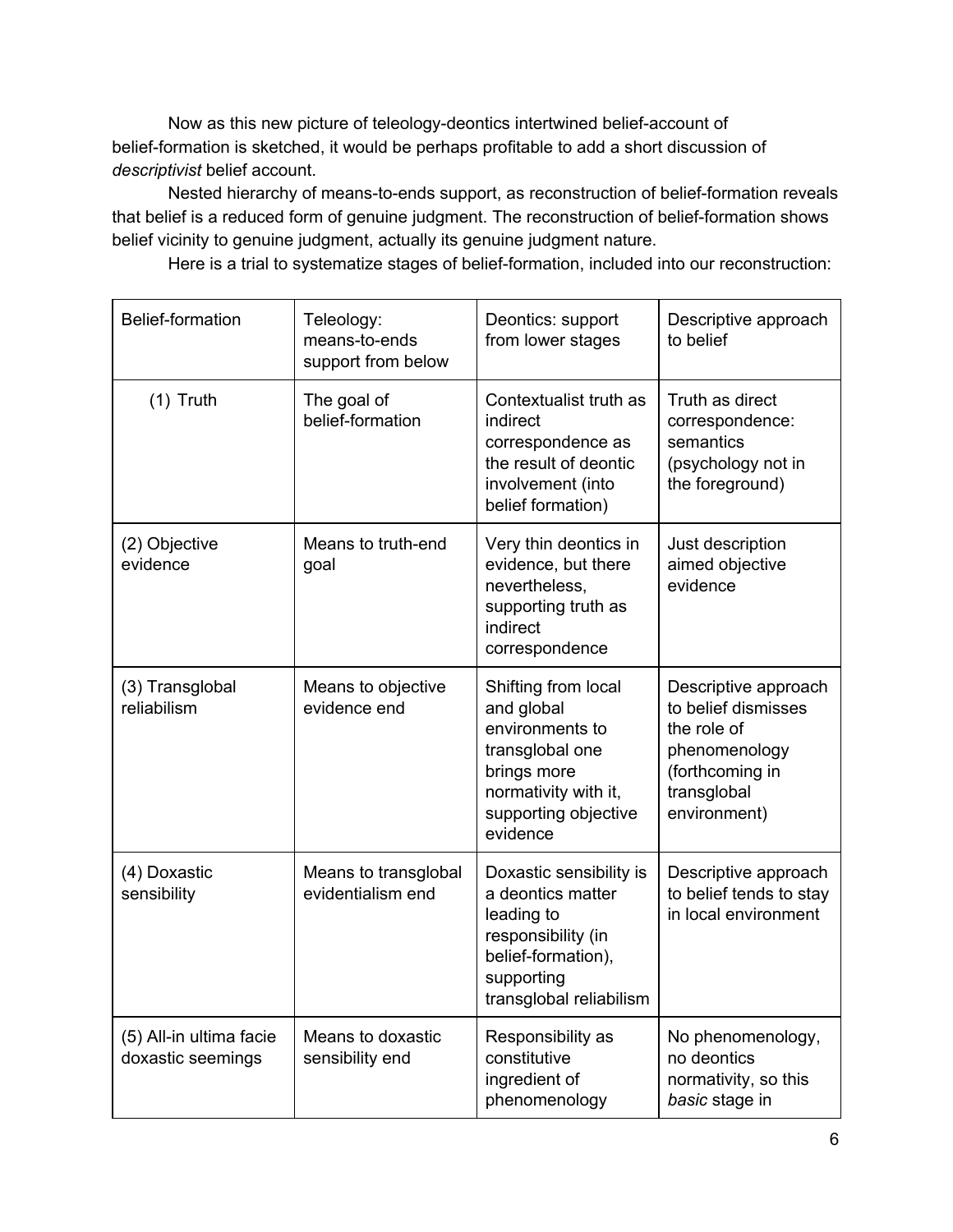Now as this new picture of teleology-deontics intertwined belief-account of belief-formation is sketched, it would be perhaps profitable to add a short discussion of *descriptivist* belief account.

Nested hierarchy of means-to-ends support, as reconstruction of belief-formation reveals that belief is a reduced form of genuine judgment. The reconstruction of belief-formation shows belief vicinity to genuine judgment, actually its genuine judgment nature.

Here is a trial to systematize stages of belief-formation, included into our reconstruction:

| Belief-formation | Teleology: means-to-ends support from below | Deontics: support from lower stages | Descriptive approach to belief |
|---|---|---|---|
| (1) Truth | The goal of belief-formation | Contextualist truth as indirect correspondence as the result of deontic involvement (into belief formation) | Truth as direct correspondence: semantics (psychology not in the foreground) |
| (2) Objective evidence | Means to truth-end goal | Very thin deontics in evidence, but there nevertheless, supporting truth as indirect correspondence | Just description aimed objective evidence |
| (3) Transglobal reliabilism | Means to objective evidence end | Shifting from local and global environments to transglobal one brings more normativity with it, supporting objective evidence | Descriptive approach to belief dismisses the role of phenomenology (forthcoming in transglobal environment) |
| (4) Doxastic sensibility | Means to transglobal evidentialism end | Doxastic sensibility is a deontics matter leading to responsibility (in belief-formation), supporting transglobal reliabilism | Descriptive approach to belief tends to stay in local environment |
| (5) All-in ultima facie doxastic seemings | Means to doxastic sensibility end | Responsibility as constitutive ingredient of phenomenology | No phenomenology, no deontics normativity, so this *basic* stage in |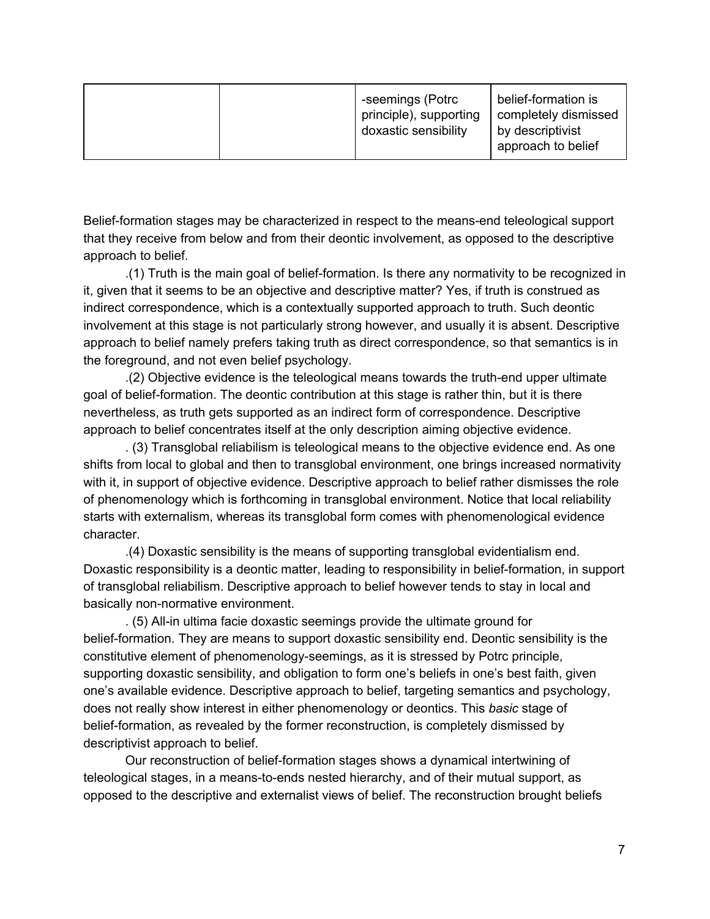| | | -seemings (Potrc principle), supporting doxastic sensibility | belief-formation is completely dismissed by descriptivist approach to belief |
|---|---|---|---|

Belief-formation stages may be characterized in respect to the means-end teleological support that they receive from below and from their deontic involvement, as opposed to the descriptive approach to belief.

.(1) Truth is the main goal of belief-formation. Is there any normativity to be recognized in it, given that it seems to be an objective and descriptive matter? Yes, if truth is construed as indirect correspondence, which is a contextually supported approach to truth. Such deontic involvement at this stage is not particularly strong however, and usually it is absent. Descriptive approach to belief namely prefers taking truth as direct correspondence, so that semantics is in the foreground, and not even belief psychology.

.(2) Objective evidence is the teleological means towards the truth-end upper ultimate goal of belief-formation. The deontic contribution at this stage is rather thin, but it is there nevertheless, as truth gets supported as an indirect form of correspondence. Descriptive approach to belief concentrates itself at the only description aiming objective evidence.

. (3) Transglobal reliabilism is teleological means to the objective evidence end. As one shifts from local to global and then to transglobal environment, one brings increased normativity with it, in support of objective evidence. Descriptive approach to belief rather dismisses the role of phenomenology which is forthcoming in transglobal environment. Notice that local reliability starts with externalism, whereas its transglobal form comes with phenomenological evidence character.

.(4) Doxastic sensibility is the means of supporting transglobal evidentialism end. Doxastic responsibility is a deontic matter, leading to responsibility in belief-formation, in support of transglobal reliabilism. Descriptive approach to belief however tends to stay in local and basically non-normative environment.

. (5) All-in ultima facie doxastic seemings provide the ultimate ground for belief-formation. They are means to support doxastic sensibility end. Deontic sensibility is the constitutive element of phenomenology-seemings, as it is stressed by Potrc principle, supporting doxastic sensibility, and obligation to form one's beliefs in one's best faith, given one's available evidence. Descriptive approach to belief, targeting semantics and psychology, does not really show interest in either phenomenology or deontics. This *basic* stage of belief-formation, as revealed by the former reconstruction, is completely dismissed by descriptivist approach to belief.

Our reconstruction of belief-formation stages shows a dynamical intertwining of teleological stages, in a means-to-ends nested hierarchy, and of their mutual support, as opposed to the descriptive and externalist views of belief. The reconstruction brought beliefs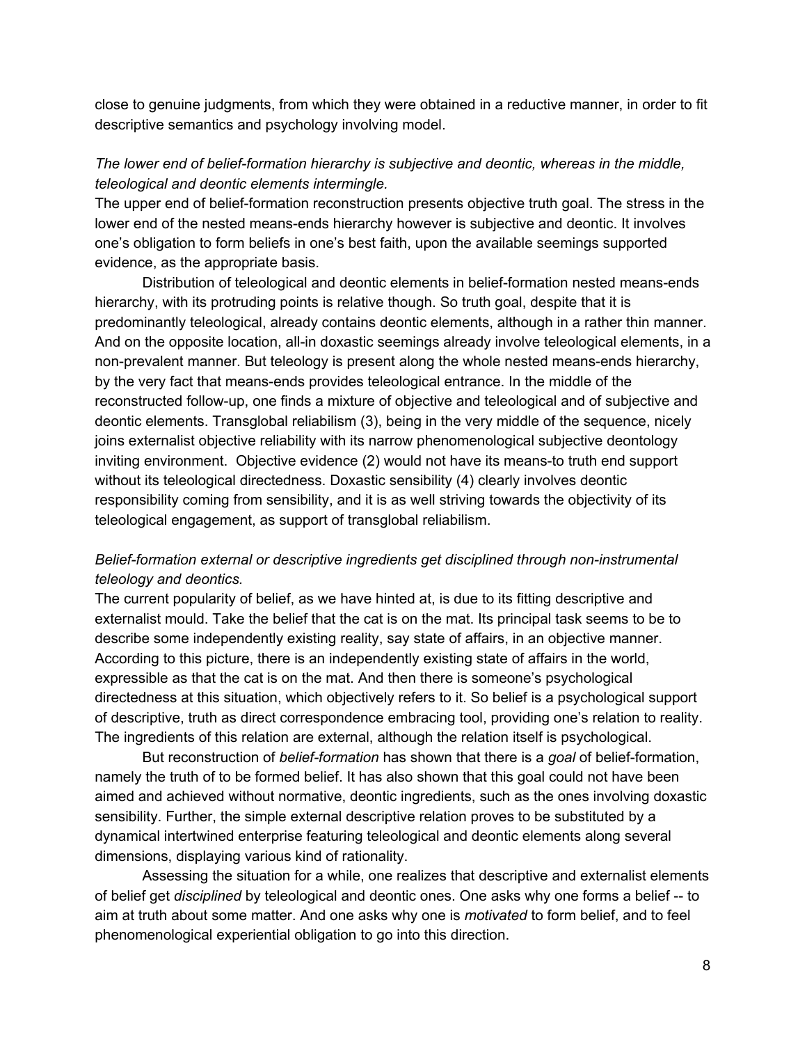close to genuine judgments, from which they were obtained in a reductive manner, in order to fit descriptive semantics and psychology involving model.

*The lower end of belief-formation hierarchy is subjective and deontic, whereas in the middle, teleological and deontic elements intermingle.*

The upper end of belief-formation reconstruction presents objective truth goal. The stress in the lower end of the nested means-ends hierarchy however is subjective and deontic. It involves one's obligation to form beliefs in one's best faith, upon the available seemings supported evidence, as the appropriate basis.

Distribution of teleological and deontic elements in belief-formation nested means-ends hierarchy, with its protruding points is relative though. So truth goal, despite that it is predominantly teleological, already contains deontic elements, although in a rather thin manner. And on the opposite location, all-in doxastic seemings already involve teleological elements, in a non-prevalent manner. But teleology is present along the whole nested means-ends hierarchy, by the very fact that means-ends provides teleological entrance. In the middle of the reconstructed follow-up, one finds a mixture of objective and teleological and of subjective and deontic elements. Transglobal reliabilism (3), being in the very middle of the sequence, nicely joins externalist objective reliability with its narrow phenomenological subjective deontology inviting environment. Objective evidence (2) would not have its means-to truth end support without its teleological directedness. Doxastic sensibility (4) clearly involves deontic responsibility coming from sensibility, and it is as well striving towards the objectivity of its teleological engagement, as support of transglobal reliabilism.

*Belief-formation external or descriptive ingredients get disciplined through non-instrumental teleology and deontics.*

The current popularity of belief, as we have hinted at, is due to its fitting descriptive and externalist mould. Take the belief that the cat is on the mat. Its principal task seems to be to describe some independently existing reality, say state of affairs, in an objective manner. According to this picture, there is an independently existing state of affairs in the world, expressible as that the cat is on the mat. And then there is someone's psychological directedness at this situation, which objectively refers to it. So belief is a psychological support of descriptive, truth as direct correspondence embracing tool, providing one's relation to reality. The ingredients of this relation are external, although the relation itself is psychological.

But reconstruction of *belief-formation* has shown that there is a *goal* of belief-formation, namely the truth of to be formed belief. It has also shown that this goal could not have been aimed and achieved without normative, deontic ingredients, such as the ones involving doxastic sensibility. Further, the simple external descriptive relation proves to be substituted by a dynamical intertwined enterprise featuring teleological and deontic elements along several dimensions, displaying various kind of rationality.

Assessing the situation for a while, one realizes that descriptive and externalist elements of belief get *disciplined* by teleological and deontic ones. One asks why one forms a belief -- to aim at truth about some matter. And one asks why one is *motivated* to form belief, and to feel phenomenological experiential obligation to go into this direction.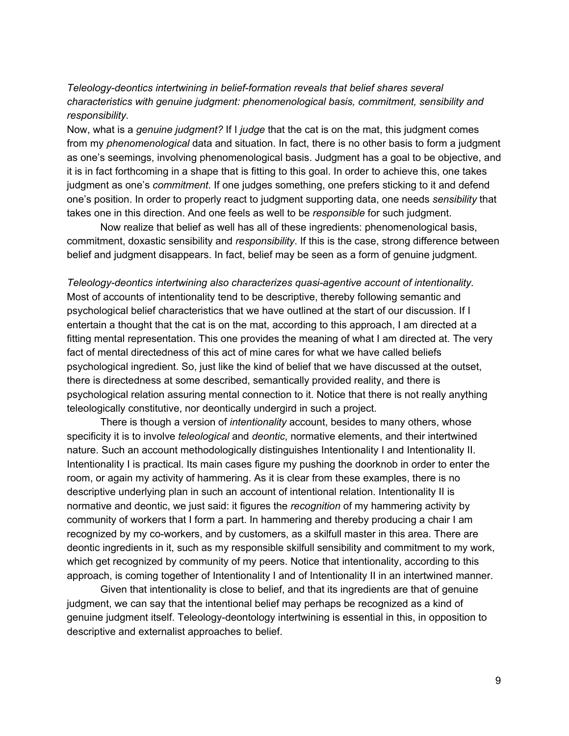*Teleology-deontics intertwining in belief-formation reveals that belief shares several characteristics with genuine judgment: phenomenological basis, commitment, sensibility and responsibility.*

Now, what is a *genuine judgment?* If I *judge* that the cat is on the mat, this judgment comes from my *phenomenological* data and situation. In fact, there is no other basis to form a judgment as one's seemings, involving phenomenological basis. Judgment has a goal to be objective, and it is in fact forthcoming in a shape that is fitting to this goal. In order to achieve this, one takes judgment as one's *commitment*. If one judges something, one prefers sticking to it and defend one's position. In order to properly react to judgment supporting data, one needs *sensibility* that takes one in this direction. And one feels as well to be *responsible* for such judgment.

Now realize that belief as well has all of these ingredients: phenomenological basis, commitment, doxastic sensibility and *responsibility*. If this is the case, strong difference between belief and judgment disappears. In fact, belief may be seen as a form of genuine judgment.

*Teleology-deontics intertwining also characterizes quasi-agentive account of intentionality.*

Most of accounts of intentionality tend to be descriptive, thereby following semantic and psychological belief characteristics that we have outlined at the start of our discussion. If I entertain a thought that the cat is on the mat, according to this approach, I am directed at a fitting mental representation. This one provides the meaning of what I am directed at. The very fact of mental directedness of this act of mine cares for what we have called beliefs psychological ingredient. So, just like the kind of belief that we have discussed at the outset, there is directedness at some described, semantically provided reality, and there is psychological relation assuring mental connection to it. Notice that there is not really anything teleologically constitutive, nor deontically undergird in such a project.

There is though a version of *intentionality* account, besides to many others, whose specificity it is to involve *teleological* and *deontic*, normative elements, and their intertwined nature. Such an account methodologically distinguishes Intentionality I and Intentionality II. Intentionality I is practical. Its main cases figure my pushing the doorknob in order to enter the room, or again my activity of hammering. As it is clear from these examples, there is no descriptive underlying plan in such an account of intentional relation. Intentionality II is normative and deontic, we just said: it figures the *recognition* of my hammering activity by community of workers that I form a part. In hammering and thereby producing a chair I am recognized by my co-workers, and by customers, as a skilfull master in this area. There are deontic ingredients in it, such as my responsible skilfull sensibility and commitment to my work, which get recognized by community of my peers. Notice that intentionality, according to this approach, is coming together of Intentionality I and of Intentionality II in an intertwined manner.

Given that intentionality is close to belief, and that its ingredients are that of genuine judgment, we can say that the intentional belief may perhaps be recognized as a kind of genuine judgment itself. Teleology-deontology intertwining is essential in this, in opposition to descriptive and externalist approaches to belief.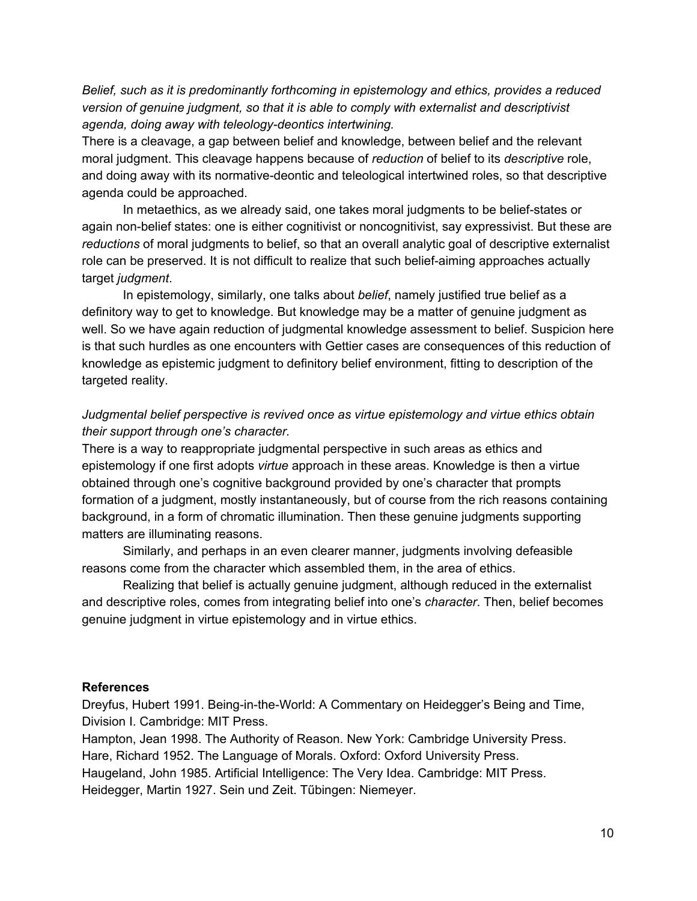*Belief, such as it is predominantly forthcoming in epistemology and ethics, provides a reduced version of genuine judgment, so that it is able to comply with externalist and descriptivist agenda, doing away with teleology-deontics intertwining.*

There is a cleavage, a gap between belief and knowledge, between belief and the relevant moral judgment. This cleavage happens because of *reduction* of belief to its *descriptive* role, and doing away with its normative-deontic and teleological intertwined roles, so that descriptive agenda could be approached.

In metaethics, as we already said, one takes moral judgments to be belief-states or again non-belief states: one is either cognitivist or noncognitivist, say expressivist. But these are *reductions* of moral judgments to belief, so that an overall analytic goal of descriptive externalist role can be preserved. It is not difficult to realize that such belief-aiming approaches actually target *judgment*.

In epistemology, similarly, one talks about *belief*, namely justified true belief as a definitory way to get to knowledge. But knowledge may be a matter of genuine judgment as well. So we have again reduction of judgmental knowledge assessment to belief. Suspicion here is that such hurdles as one encounters with Gettier cases are consequences of this reduction of knowledge as epistemic judgment to definitory belief environment, fitting to description of the targeted reality.

*Judgmental belief perspective is revived once as virtue epistemology and virtue ethics obtain their support through one's character.*

There is a way to reappropriate judgmental perspective in such areas as ethics and epistemology if one first adopts *virtue* approach in these areas. Knowledge is then a virtue obtained through one's cognitive background provided by one's character that prompts formation of a judgment, mostly instantaneously, but of course from the rich reasons containing background, in a form of chromatic illumination. Then these genuine judgments supporting matters are illuminating reasons.

Similarly, and perhaps in an even clearer manner, judgments involving defeasible reasons come from the character which assembled them, in the area of ethics.

Realizing that belief is actually genuine judgment, although reduced in the externalist and descriptive roles, comes from integrating belief into one's *character*. Then, belief becomes genuine judgment in virtue epistemology and in virtue ethics.

**References**

Dreyfus, Hubert 1991. Being-in-the-World: A Commentary on Heidegger's Being and Time, Division I. Cambridge: MIT Press.

Hampton, Jean 1998. The Authority of Reason. New York: Cambridge University Press.

Hare, Richard 1952. The Language of Morals. Oxford: Oxford University Press.

Haugeland, John 1985. Artificial Intelligence: The Very Idea. Cambridge: MIT Press.

Heidegger, Martin 1927. Sein und Zeit. Tűbingen: Niemeyer.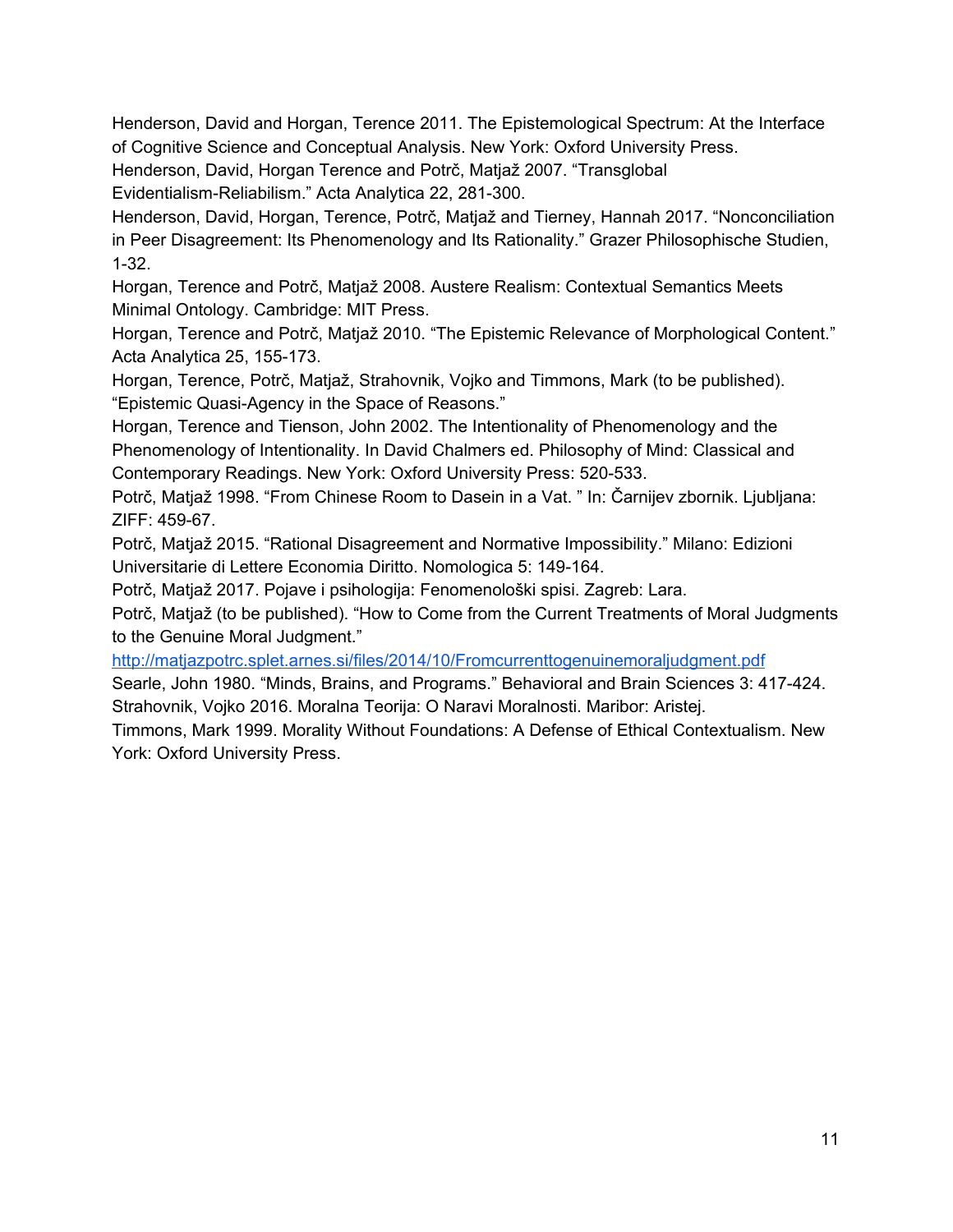Henderson, David and Horgan, Terence 2011. The Epistemological Spectrum: At the Interface of Cognitive Science and Conceptual Analysis. New York: Oxford University Press.

Henderson, David, Horgan Terence and Potrč, Matjaž 2007. "Transglobal Evidentialism-Reliabilism." Acta Analytica 22, 281-300.

Henderson, David, Horgan, Terence, Potrč, Matjaž and Tierney, Hannah 2017. "Nonconciliation in Peer Disagreement: Its Phenomenology and Its Rationality." Grazer Philosophische Studien, 1-32.

Horgan, Terence and Potrč, Matjaž 2008. Austere Realism: Contextual Semantics Meets Minimal Ontology. Cambridge: MIT Press.

Horgan, Terence and Potrč, Matjaž 2010. "The Epistemic Relevance of Morphological Content." Acta Analytica 25, 155-173.

Horgan, Terence, Potrč, Matjaž, Strahovnik, Vojko and Timmons, Mark (to be published). "Epistemic Quasi-Agency in the Space of Reasons."

Horgan, Terence and Tienson, John 2002. The Intentionality of Phenomenology and the Phenomenology of Intentionality. In David Chalmers ed. Philosophy of Mind: Classical and Contemporary Readings. New York: Oxford University Press: 520-533.

Potrč, Matjaž 1998. "From Chinese Room to Dasein in a Vat. " In: Čarnijev zbornik. Ljubljana: ZIFF: 459-67.

Potrč, Matjaž 2015. "Rational Disagreement and Normative Impossibility." Milano: Edizioni Universitarie di Lettere Economia Diritto. Nomologica 5: 149-164.

Potrč, Matjaž 2017. Pojave i psihologija: Fenomenološki spisi. Zagreb: Lara.

Potrč, Matjaž (to be published). "How to Come from the Current Treatments of Moral Judgments to the Genuine Moral Judgment."
http://matjazpotrc.splet.arnes.si/files/2014/10/Fromcurrenttogenuinemoraljudgment.pdf

Searle, John 1980. "Minds, Brains, and Programs." Behavioral and Brain Sciences 3: 417-424.

Strahovnik, Vojko 2016. Moralna Teorija: O Naravi Moralnosti. Maribor: Aristej.

Timmons, Mark 1999. Morality Without Foundations: A Defense of Ethical Contextualism. New York: Oxford University Press.